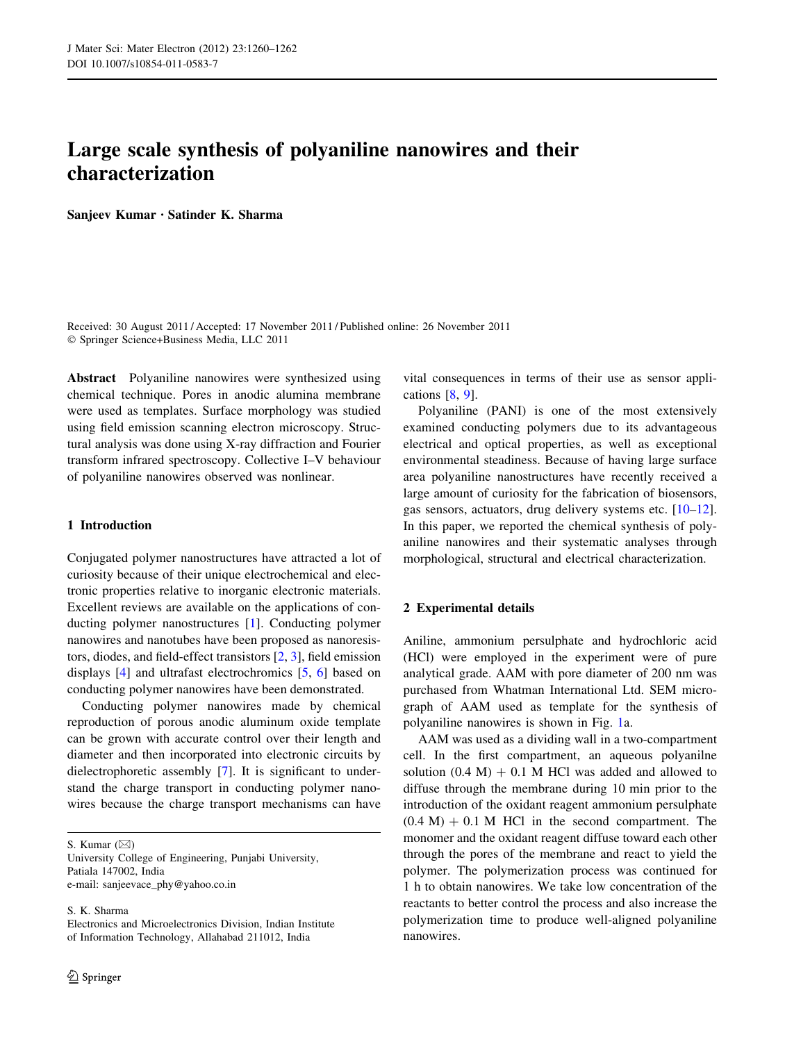# Large scale synthesis of polyaniline nanowires and their characterization

**Sanjeev Kumar · Satinder K. Sharma**

Received: 30 August 2011 / Accepted: 17 November 2011 / Published online: 26 November 2011
© Springer Science+Business Media, LLC 2011

**Abstract** Polyaniline nanowires were synthesized using chemical technique. Pores in anodic alumina membrane were used as templates. Surface morphology was studied using field emission scanning electron microscopy. Structural analysis was done using X-ray diffraction and Fourier transform infrared spectroscopy. Collective I–V behaviour of polyaniline nanowires observed was nonlinear.

## 1 Introduction

Conjugated polymer nanostructures have attracted a lot of curiosity because of their unique electrochemical and electronic properties relative to inorganic electronic materials. Excellent reviews are available on the applications of conducting polymer nanostructures [1]. Conducting polymer nanowires and nanotubes have been proposed as nanoresistors, diodes, and field-effect transistors [2, 3], field emission displays [4] and ultrafast electrochromics [5, 6] based on conducting polymer nanowires have been demonstrated.

Conducting polymer nanowires made by chemical reproduction of porous anodic aluminum oxide template can be grown with accurate control over their length and diameter and then incorporated into electronic circuits by dielectrophoretic assembly [7]. It is significant to understand the charge transport in conducting polymer nanowires because the charge transport mechanisms can have vital consequences in terms of their use as sensor applications [8, 9].

Polyaniline (PANI) is one of the most extensively examined conducting polymers due to its advantageous electrical and optical properties, as well as exceptional environmental steadiness. Because of having large surface area polyaniline nanostructures have recently received a large amount of curiosity for the fabrication of biosensors, gas sensors, actuators, drug delivery systems etc. [10–12]. In this paper, we reported the chemical synthesis of polyaniline nanowires and their systematic analyses through morphological, structural and electrical characterization.

S. Kumar (✉)
University College of Engineering, Punjabi University, Patiala 147002, India
e-mail: sanjeevace_phy@yahoo.co.in

S. K. Sharma
Electronics and Microelectronics Division, Indian Institute of Information Technology, Allahabad 211012, India

## 2 Experimental details

Aniline, ammonium persulphate and hydrochloric acid (HCl) were employed in the experiment were of pure analytical grade. AAM with pore diameter of 200 nm was purchased from Whatman International Ltd. SEM micrograph of AAM used as template for the synthesis of polyaniline nanowires is shown in Fig. 1a.

AAM was used as a dividing wall in a two-compartment cell. In the first compartment, an aqueous polyanilne solution (0.4 M) + 0.1 M HCl was added and allowed to diffuse through the membrane during 10 min prior to the introduction of the oxidant reagent ammonium persulphate (0.4 M) + 0.1 M HCl in the second compartment. The monomer and the oxidant reagent diffuse toward each other through the pores of the membrane and react to yield the polymer. The polymerization process was continued for 1 h to obtain nanowires. We take low concentration of the reactants to better control the process and also increase the polymerization time to produce well-aligned polyaniline nanowires.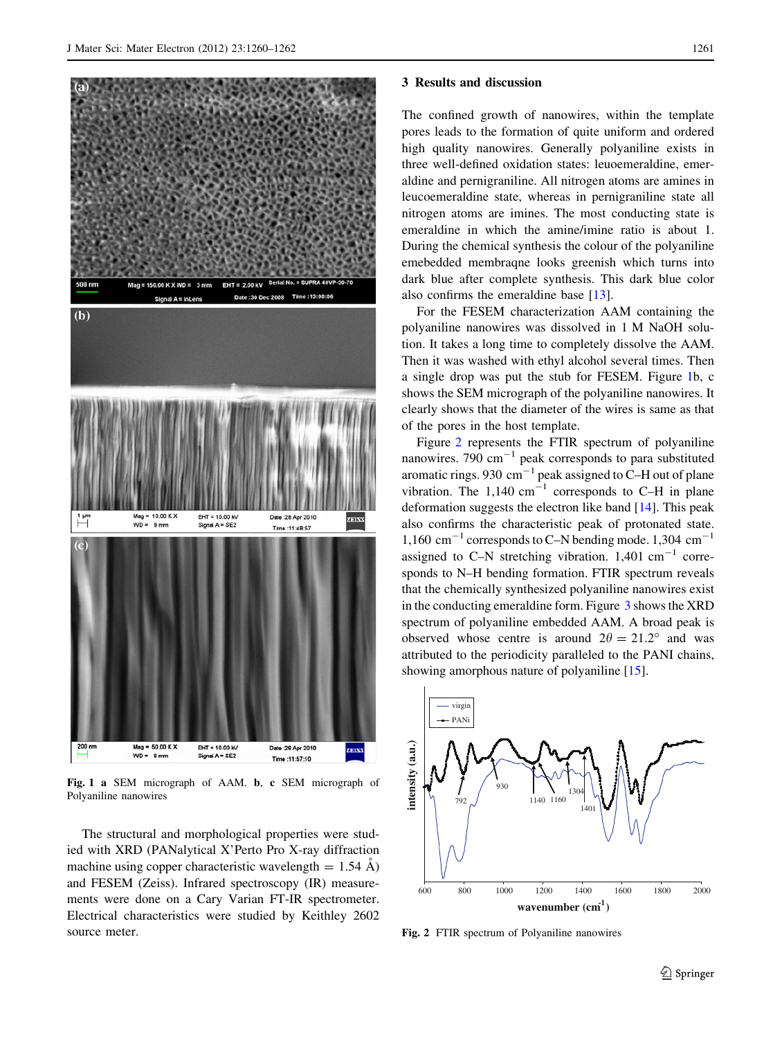Fig. 1 **a** SEM micrograph of AAM. **b**, **c** SEM micrograph of Polyaniline nanowires

The structural and morphological properties were studied with XRD (PANalytical X'Perto Pro X-ray diffraction machine using copper characteristic wavelength = 1.54 Å) and FESEM (Zeiss). Infrared spectroscopy (IR) measurements were done on a Cary Varian FT-IR spectrometer. Electrical characteristics were studied by Keithley 2602 source meter.

## 3 Results and discussion

The confined growth of nanowires, within the template pores leads to the formation of quite uniform and ordered high quality nanowires. Generally polyaniline exists in three well-defined oxidation states: leuoemeraldine, emeraldine and pernigraniline. All nitrogen atoms are amines in leucoemeraldine state, whereas in pernigraniline state all nitrogen atoms are imines. The most conducting state is emeraldine in which the amine/imine ratio is about 1. During the chemical synthesis the colour of the polyaniline emebedded membraqne looks greenish which turns into dark blue after complete synthesis. This dark blue color also confirms the emeraldine base [13].

For the FESEM characterization AAM containing the polyaniline nanowires was dissolved in 1 M NaOH solution. It takes a long time to completely dissolve the AAM. Then it was washed with ethyl alcohol several times. Then a single drop was put the stub for FESEM. Figure 1b, c shows the SEM micrograph of the polyaniline nanowires. It clearly shows that the diameter of the wires is same as that of the pores in the host template.

Figure 2 represents the FTIR spectrum of polyaniline nanowires. 790 $cm^{-1}$ peak corresponds to para substituted aromatic rings. 930 $cm^{-1}$ peak assigned to C–H out of plane vibration. The 1,140 $cm^{-1}$ corresponds to C–H in plane deformation suggests the electron like band [14]. This peak also confirms the characteristic peak of protonated state. 1,160 $cm^{-1}$ corresponds to C–N bending mode. 1,304 $cm^{-1}$ assigned to C–N stretching vibration. 1,401 $cm^{-1}$ corresponds to N–H bending formation. FTIR spectrum reveals that the chemically synthesized polyaniline nanowires exist in the conducting emeraldine form. Figure 3 shows the XRD spectrum of polyaniline embedded AAM. A broad peak is observed whose centre is around $2\theta = 21.2°$ and was attributed to the periodicity paralleled to the PANI chains, showing amorphous nature of polyaniline [15].

Fig. 2 FTIR spectrum of Polyaniline nanowires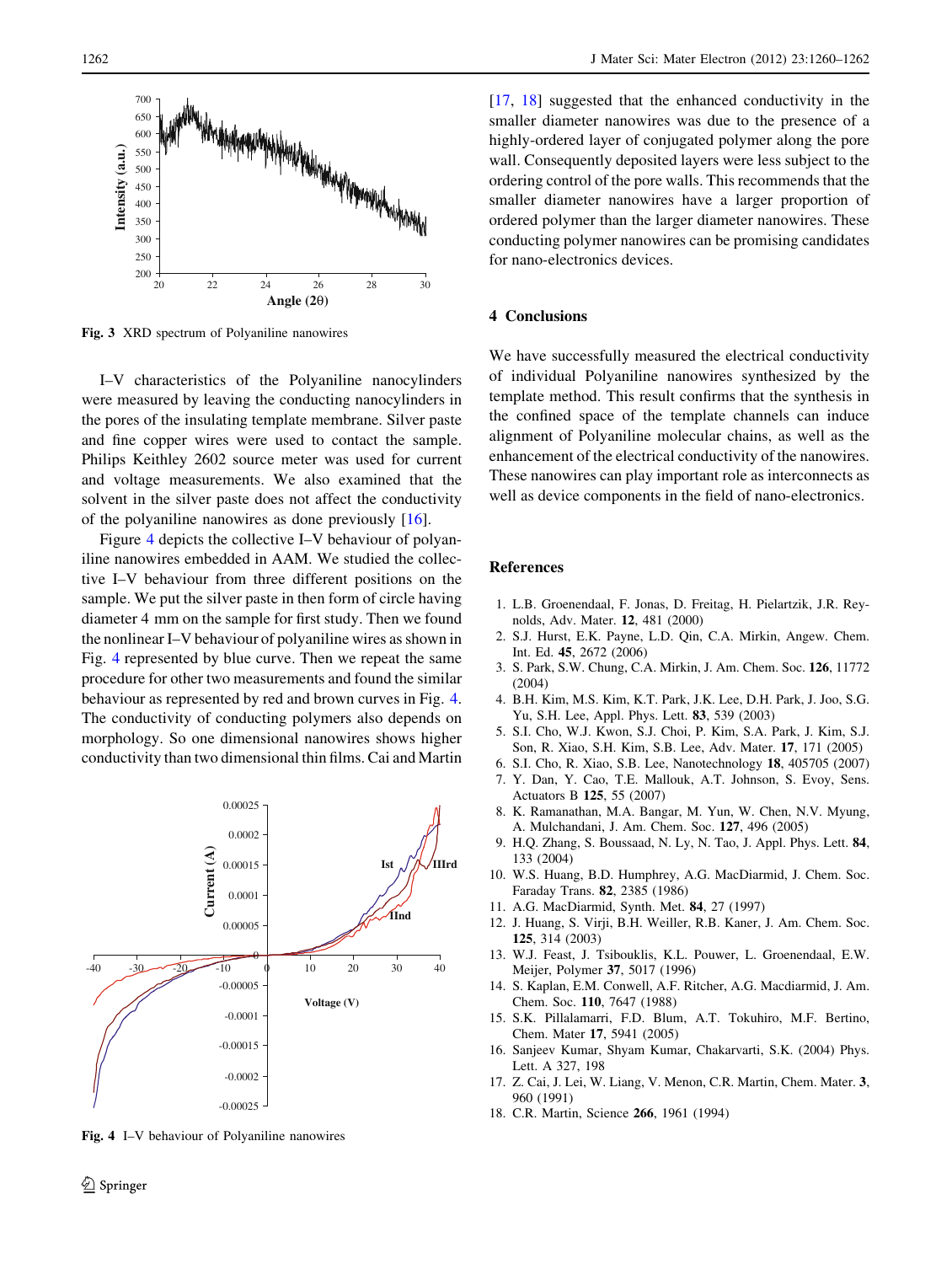700
650
600
550
500
450
400
350
300
250
200
Intensity (a.u.)
20
22
24
26
28
30
Angle (2θ)

Fig. 3 XRD spectrum of Polyaniline nanowires

I–V characteristics of the Polyaniline nanocylinders were measured by leaving the conducting nanocylinders in the pores of the insulating template membrane. Silver paste and fine copper wires were used to contact the sample. Philips Keithley 2602 source meter was used for current and voltage measurements. We also examined that the solvent in the silver paste does not affect the conductivity of the polyaniline nanowires as done previously [16].

Figure 4 depicts the collective I–V behaviour of polyaniline nanowires embedded in AAM. We studied the collective I–V behaviour from three different positions on the sample. We put the silver paste in then form of circle having diameter 4 mm on the sample for first study. Then we found the nonlinear I–V behaviour of polyaniline wires as shown in Fig. 4 represented by blue curve. Then we repeat the same procedure for other two measurements and found the similar behaviour as represented by red and brown curves in Fig. 4. The conductivity of conducting polymers also depends on morphology. So one dimensional nanowires shows higher conductivity than two dimensional thin films. Cai and Martin

0.00025
0.0002
0.00015
0.0001
0.00005
0
-0.00005
-0.0001
-0.00015
-0.0002
-0.00025
Current (A)
-40
-30
-20
-10
0
10
20
30
40
Voltage (V)
Ist
IIIrd
IInd

Fig. 4 I–V behaviour of Polyaniline nanowires

[17, 18] suggested that the enhanced conductivity in the smaller diameter nanowires was due to the presence of a highly-ordered layer of conjugated polymer along the pore wall. Consequently deposited layers were less subject to the ordering control of the pore walls. This recommends that the smaller diameter nanowires have a larger proportion of ordered polymer than the larger diameter nanowires. These conducting polymer nanowires can be promising candidates for nano-electronics devices.

## 4 Conclusions

We have successfully measured the electrical conductivity of individual Polyaniline nanowires synthesized by the template method. This result confirms that the synthesis in the confined space of the template channels can induce alignment of Polyaniline molecular chains, as well as the enhancement of the electrical conductivity of the nanowires. These nanowires can play important role as interconnects as well as device components in the field of nano-electronics.

## References

1. L.B. Groenendaal, F. Jonas, D. Freitag, H. Pielartzik, J.R. Reynolds, Adv. Mater. **12**, 481 (2000)
2. S.J. Hurst, E.K. Payne, L.D. Qin, C.A. Mirkin, Angew. Chem. Int. Ed. **45**, 2672 (2006)
3. S. Park, S.W. Chung, C.A. Mirkin, J. Am. Chem. Soc. **126**, 11772 (2004)
4. B.H. Kim, M.S. Kim, K.T. Park, J.K. Lee, D.H. Park, J. Joo, S.G. Yu, S.H. Lee, Appl. Phys. Lett. **83**, 539 (2003)
5. S.I. Cho, W.J. Kwon, S.J. Choi, P. Kim, S.A. Park, J. Kim, S.J. Son, R. Xiao, S.H. Kim, S.B. Lee, Adv. Mater. **17**, 171 (2005)
6. S.I. Cho, R. Xiao, S.B. Lee, Nanotechnology **18**, 405705 (2007)
7. Y. Dan, Y. Cao, T.E. Mallouk, A.T. Johnson, S. Evoy, Sens. Actuators B **125**, 55 (2007)
8. K. Ramanathan, M.A. Bangar, M. Yun, W. Chen, N.V. Myung, A. Mulchandani, J. Am. Chem. Soc. **127**, 496 (2005)
9. H.Q. Zhang, S. Boussaad, N. Ly, N. Tao, J. Appl. Phys. Lett. **84**, 133 (2004)
10. W.S. Huang, B.D. Humphrey, A.G. MacDiarmid, J. Chem. Soc. Faraday Trans. **82**, 2385 (1986)
11. A.G. MacDiarmid, Synth. Met. **84**, 27 (1997)
12. J. Huang, S. Virji, B.H. Weiller, R.B. Kaner, J. Am. Chem. Soc. **125**, 314 (2003)
13. W.J. Feast, J. Tsibouklis, K.L. Pouwer, L. Groenendaal, E.W. Meijer, Polymer **37**, 5017 (1996)
14. S. Kaplan, E.M. Conwell, A.F. Ritcher, A.G. Macdiarmid, J. Am. Chem. Soc. **110**, 7647 (1988)
15. S.K. Pillalamarri, F.D. Blum, A.T. Tokuhiro, M.F. Bertino, Chem. Mater **17**, 5941 (2005)
16. Sanjeev Kumar, Shyam Kumar, Chakarvarti, S.K. (2004) Phys. Lett. A 327, 198
17. Z. Cai, J. Lei, W. Liang, V. Menon, C.R. Martin, Chem. Mater. **3**, 960 (1991)
18. C.R. Martin, Science **266**, 1961 (1994)